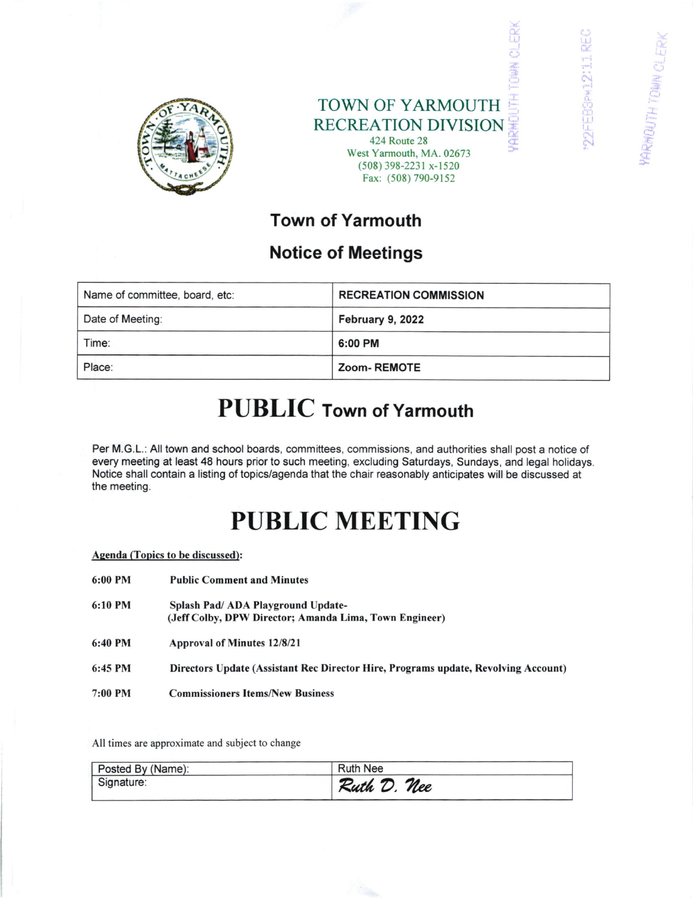# TOWN OF YARMOUTH RECREATION DIVISION

424 Route 28
West Yarmouth, MA. 02673
(508) 398-2231 x-1520
Fax: (508) 790-9152

YARMOUTH TOWN CLERK '22FEB3PM12:11 REC YARMOUTH TOWN CLERK

## Town of Yarmouth

## Notice of Meetings

| Name of committee, board, etc: | RECREATION COMMISSION |
|---|---|
| Date of Meeting: | February 9, 2022 |
| Time: | 6:00 PM |
| Place: | Zoom- REMOTE |

# PUBLIC Town of Yarmouth

Per M.G.L.: All town and school boards, committees, commissions, and authorities shall post a notice of every meeting at least 48 hours prior to such meeting, excluding Saturdays, Sundays, and legal holidays. Notice shall contain a listing of topics/agenda that the chair reasonably anticipates will be discussed at the meeting.

# PUBLIC MEETING

**Agenda (Topics to be discussed):**

| | |
|---|---|
| **6:00 PM** | **Public Comment and Minutes** |
| **6:10 PM** | **Splash Pad/ ADA Playground Update-**<br>**(Jeff Colby, DPW Director; Amanda Lima, Town Engineer)** |
| **6:40 PM** | **Approval of Minutes 12/8/21** |
| **6:45 PM** | **Directors Update (Assistant Rec Director Hire, Programs update, Revolving Account)** |
| **7:00 PM** | **Commissioners Items/New Business** |

All times are approximate and subject to change

| Posted By (Name): | Ruth Nee |
|---|---|
| Signature: | *Ruth D. Nee* |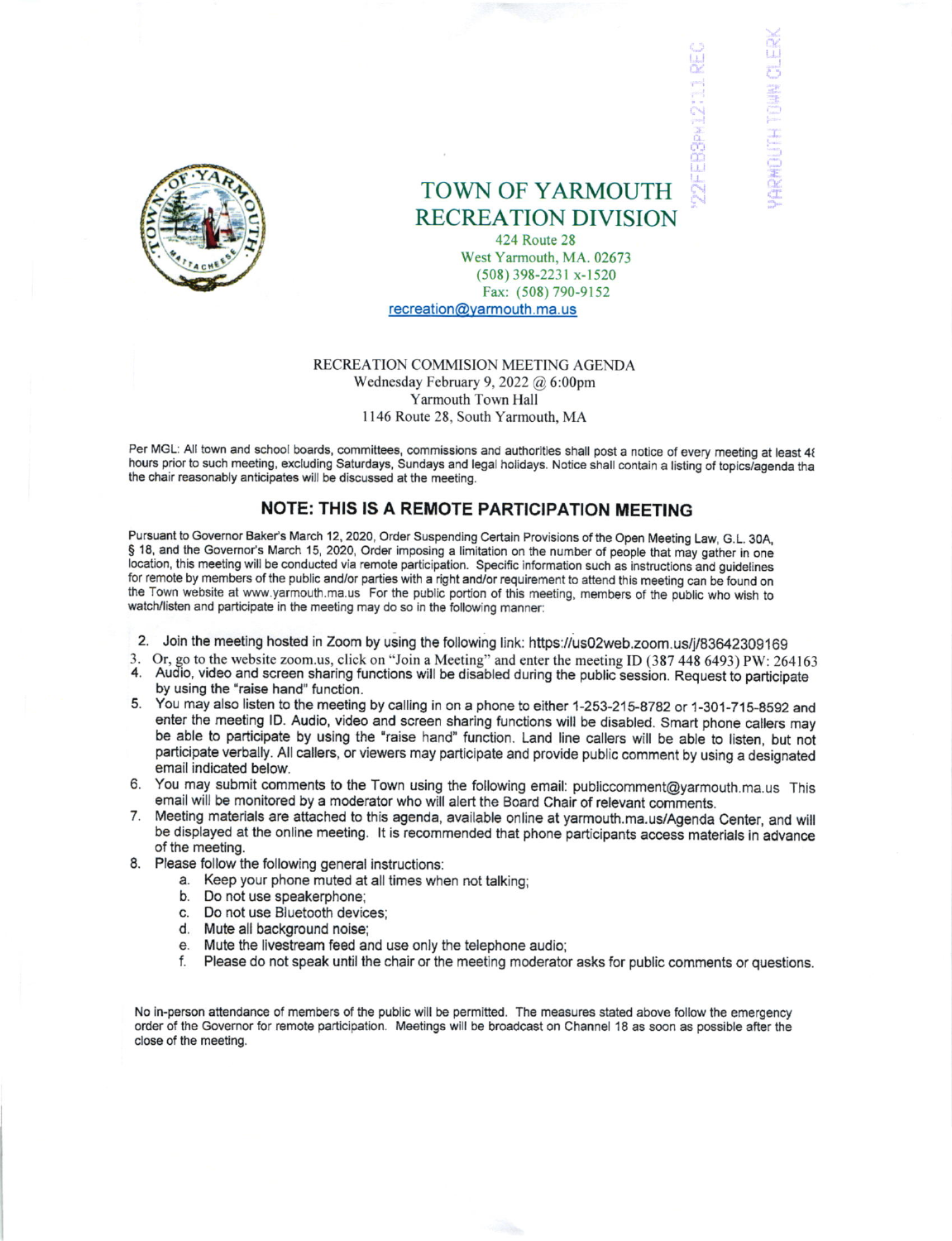'22FEB3PM12:11 REC

YARMOUTH TOWN CLERK

# TOWN OF YARMOUTH RECREATION DIVISION

424 Route 28
West Yarmouth, MA. 02673
(508) 398-2231 x-1520
Fax: (508) 790-9152
recreation@yarmouth.ma.us

RECREATION COMMISION MEETING AGENDA
Wednesday February 9, 2022 @ 6:00pm
Yarmouth Town Hall
1146 Route 28, South Yarmouth, MA

Per MGL: All town and school boards, committees, commissions and authorities shall post a notice of every meeting at least 48 hours prior to such meeting, excluding Saturdays, Sundays and legal holidays. Notice shall contain a listing of topics/agenda tha the chair reasonably anticipates will be discussed at the meeting.

## NOTE: THIS IS A REMOTE PARTICIPATION MEETING

Pursuant to Governor Baker's March 12, 2020, Order Suspending Certain Provisions of the Open Meeting Law, G.L. 30A, § 18, and the Governor's March 15, 2020, Order imposing a limitation on the number of people that may gather in one location, this meeting will be conducted via remote participation. Specific information such as instructions and guidelines for remote by members of the public and/or parties with a right and/or requirement to attend this meeting can be found on the Town website at www.yarmouth.ma.us For the public portion of this meeting, members of the public who wish to watch/listen and participate in the meeting may do so in the following manner:

2. Join the meeting hosted in Zoom by using the following link: https://us02web.zoom.us/j/83642309169
3. Or, go to the website zoom.us, click on "Join a Meeting" and enter the meeting ID (387 448 6493) PW: 264163
4. Audio, video and screen sharing functions will be disabled during the public session. Request to participate by using the "raise hand" function.
5. You may also listen to the meeting by calling in on a phone to either 1-253-215-8782 or 1-301-715-8592 and enter the meeting ID. Audio, video and screen sharing functions will be disabled. Smart phone callers may be able to participate by using the "raise hand" function. Land line callers will be able to listen, but not participate verbally. All callers, or viewers may participate and provide public comment by using a designated email indicated below.
6. You may submit comments to the Town using the following email: publiccomment@yarmouth.ma.us This email will be monitored by a moderator who will alert the Board Chair of relevant comments.
7. Meeting materials are attached to this agenda, available online at yarmouth.ma.us/Agenda Center, and will be displayed at the online meeting. It is recommended that phone participants access materials in advance of the meeting.
8. Please follow the following general instructions:
   a. Keep your phone muted at all times when not talking;
   b. Do not use speakerphone;
   c. Do not use Bluetooth devices;
   d. Mute all background noise;
   e. Mute the livestream feed and use only the telephone audio;
   f. Please do not speak until the chair or the meeting moderator asks for public comments or questions.

No in-person attendance of members of the public will be permitted. The measures stated above follow the emergency order of the Governor for remote participation. Meetings will be broadcast on Channel 18 as soon as possible after the close of the meeting.